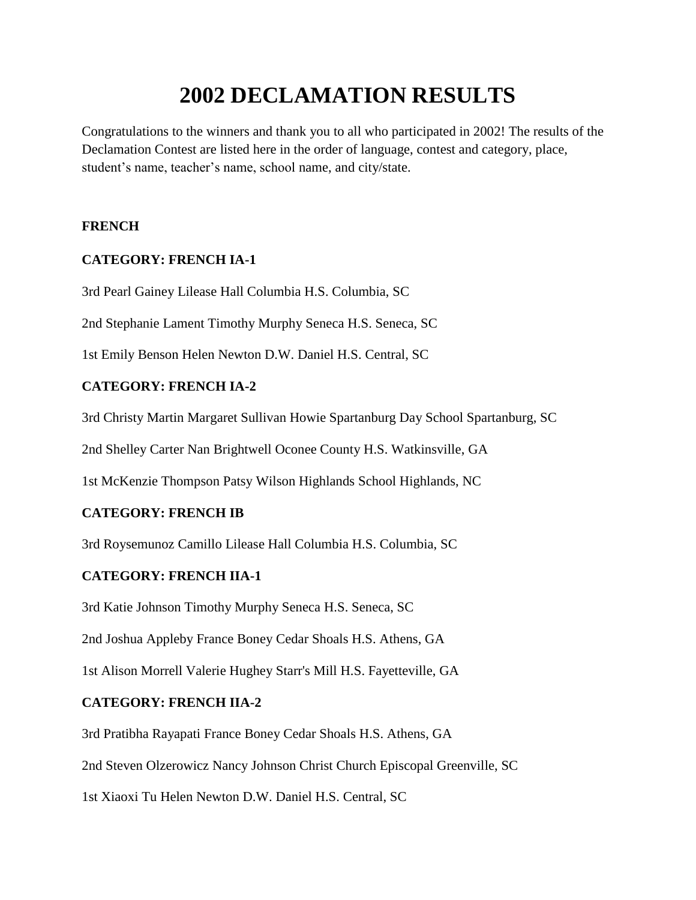# 2002 DECLAMATION RESULTS

Congratulations to the winners and thank you to all who participated in 2002! The results of the Declamation Contest are listed here in the order of language, contest and category, place, student's name, teacher's name, school name, and city/state.

**FRENCH**

**CATEGORY: FRENCH IA-1**

3rd Pearl Gainey Lilease Hall Columbia H.S. Columbia, SC

2nd Stephanie Lament Timothy Murphy Seneca H.S. Seneca, SC

1st Emily Benson Helen Newton D.W. Daniel H.S. Central, SC

**CATEGORY: FRENCH IA-2**

3rd Christy Martin Margaret Sullivan Howie Spartanburg Day School Spartanburg, SC

2nd Shelley Carter Nan Brightwell Oconee County H.S. Watkinsville, GA

1st McKenzie Thompson Patsy Wilson Highlands School Highlands, NC

**CATEGORY: FRENCH IB**

3rd Roysemunoz Camillo Lilease Hall Columbia H.S. Columbia, SC

**CATEGORY: FRENCH IIA-1**

3rd Katie Johnson Timothy Murphy Seneca H.S. Seneca, SC

2nd Joshua Appleby France Boney Cedar Shoals H.S. Athens, GA

1st Alison Morrell Valerie Hughey Starr's Mill H.S. Fayetteville, GA

**CATEGORY: FRENCH IIA-2**

3rd Pratibha Rayapati France Boney Cedar Shoals H.S. Athens, GA

2nd Steven Olzerowicz Nancy Johnson Christ Church Episcopal Greenville, SC

1st Xiaoxi Tu Helen Newton D.W. Daniel H.S. Central, SC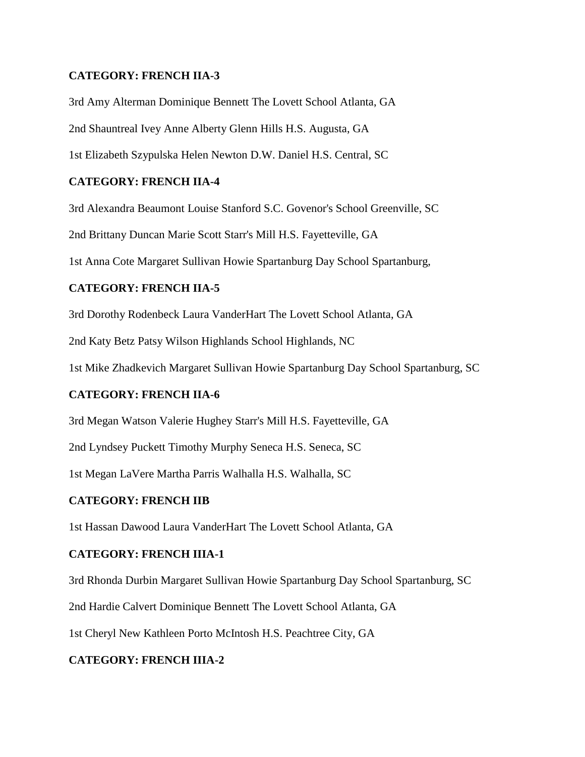**CATEGORY: FRENCH IIA-3**

3rd Amy Alterman Dominique Bennett The Lovett School Atlanta, GA

2nd Shauntreal Ivey Anne Alberty Glenn Hills H.S. Augusta, GA

1st Elizabeth Szypulska Helen Newton D.W. Daniel H.S. Central, SC

**CATEGORY: FRENCH IIA-4**

3rd Alexandra Beaumont Louise Stanford S.C. Govenor's School Greenville, SC

2nd Brittany Duncan Marie Scott Starr's Mill H.S. Fayetteville, GA

1st Anna Cote Margaret Sullivan Howie Spartanburg Day School Spartanburg,

**CATEGORY: FRENCH IIA-5**

3rd Dorothy Rodenbeck Laura VanderHart The Lovett School Atlanta, GA

2nd Katy Betz Patsy Wilson Highlands School Highlands, NC

1st Mike Zhadkevich Margaret Sullivan Howie Spartanburg Day School Spartanburg, SC

**CATEGORY: FRENCH IIA-6**

3rd Megan Watson Valerie Hughey Starr's Mill H.S. Fayetteville, GA

2nd Lyndsey Puckett Timothy Murphy Seneca H.S. Seneca, SC

1st Megan LaVere Martha Parris Walhalla H.S. Walhalla, SC

**CATEGORY: FRENCH IIB**

1st Hassan Dawood Laura VanderHart The Lovett School Atlanta, GA

**CATEGORY: FRENCH IIIA-1**

3rd Rhonda Durbin Margaret Sullivan Howie Spartanburg Day School Spartanburg, SC

2nd Hardie Calvert Dominique Bennett The Lovett School Atlanta, GA

1st Cheryl New Kathleen Porto McIntosh H.S. Peachtree City, GA

**CATEGORY: FRENCH IIIA-2**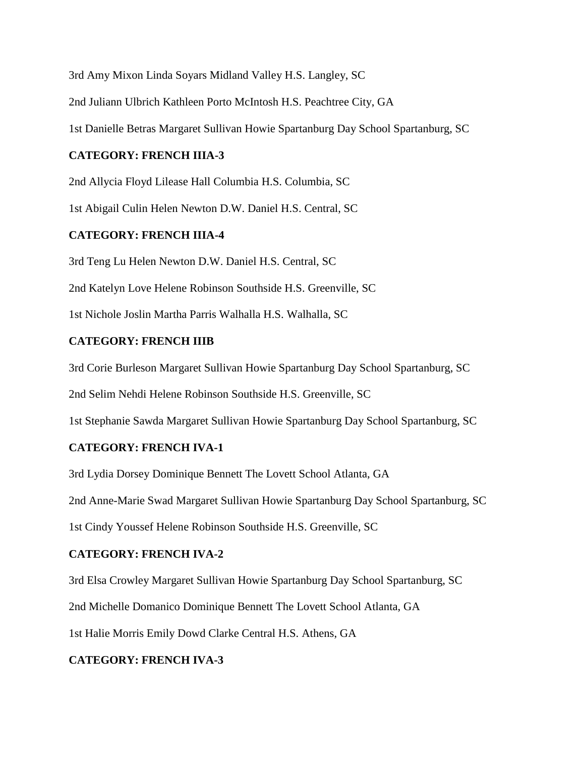3rd Amy Mixon Linda Soyars Midland Valley H.S. Langley, SC

2nd Juliann Ulbrich Kathleen Porto McIntosh H.S. Peachtree City, GA

1st Danielle Betras Margaret Sullivan Howie Spartanburg Day School Spartanburg, SC

**CATEGORY: FRENCH IIIA-3**

2nd Allycia Floyd Lilease Hall Columbia H.S. Columbia, SC

1st Abigail Culin Helen Newton D.W. Daniel H.S. Central, SC

**CATEGORY: FRENCH IIIA-4**

3rd Teng Lu Helen Newton D.W. Daniel H.S. Central, SC

2nd Katelyn Love Helene Robinson Southside H.S. Greenville, SC

1st Nichole Joslin Martha Parris Walhalla H.S. Walhalla, SC

**CATEGORY: FRENCH IIIB**

3rd Corie Burleson Margaret Sullivan Howie Spartanburg Day School Spartanburg, SC

2nd Selim Nehdi Helene Robinson Southside H.S. Greenville, SC

1st Stephanie Sawda Margaret Sullivan Howie Spartanburg Day School Spartanburg, SC

**CATEGORY: FRENCH IVA-1**

3rd Lydia Dorsey Dominique Bennett The Lovett School Atlanta, GA

2nd Anne-Marie Swad Margaret Sullivan Howie Spartanburg Day School Spartanburg, SC

1st Cindy Youssef Helene Robinson Southside H.S. Greenville, SC

**CATEGORY: FRENCH IVA-2**

3rd Elsa Crowley Margaret Sullivan Howie Spartanburg Day School Spartanburg, SC

2nd Michelle Domanico Dominique Bennett The Lovett School Atlanta, GA

1st Halie Morris Emily Dowd Clarke Central H.S. Athens, GA

**CATEGORY: FRENCH IVA-3**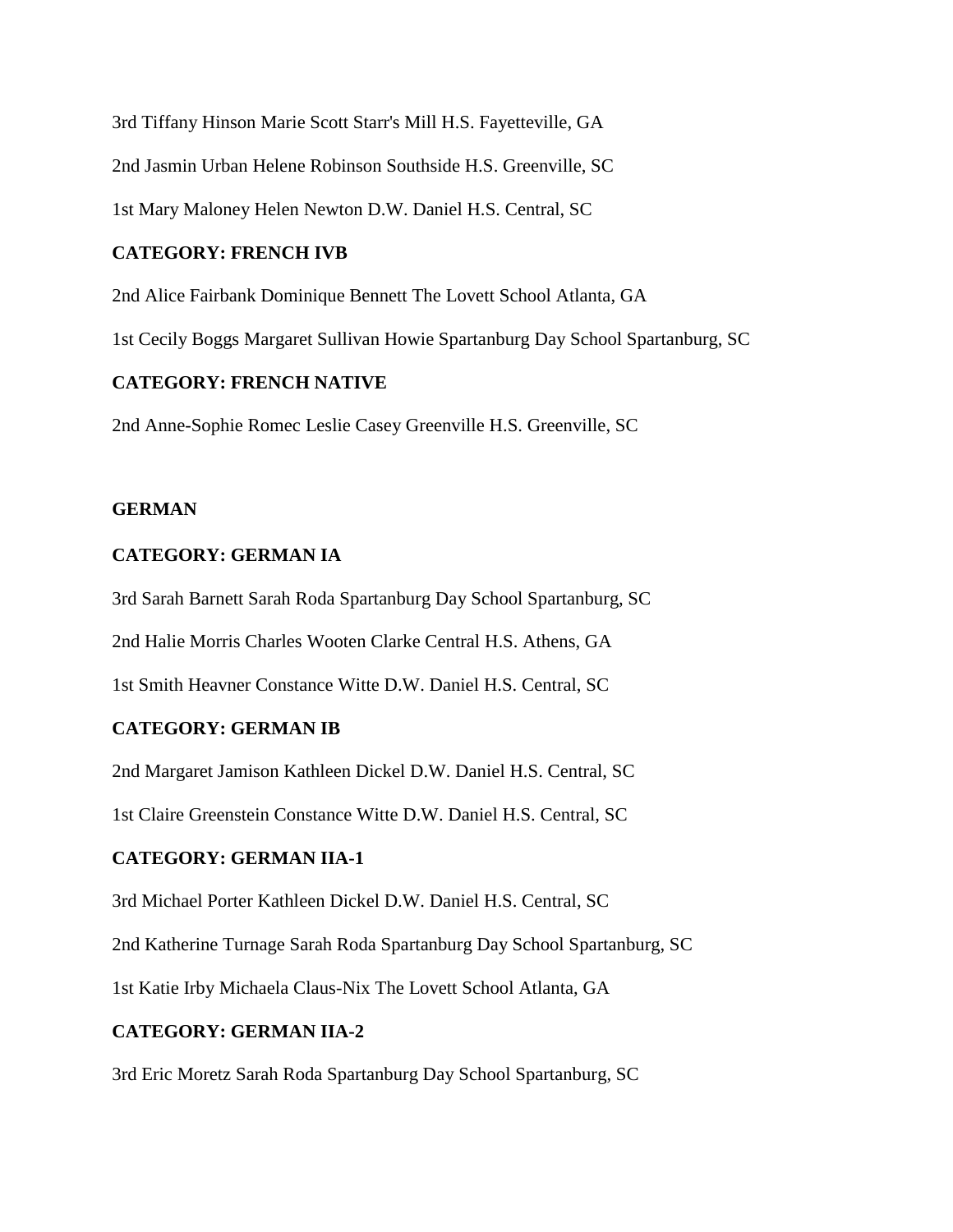3rd Tiffany Hinson Marie Scott Starr's Mill H.S. Fayetteville, GA

2nd Jasmin Urban Helene Robinson Southside H.S. Greenville, SC

1st Mary Maloney Helen Newton D.W. Daniel H.S. Central, SC

**CATEGORY: FRENCH IVB**

2nd Alice Fairbank Dominique Bennett The Lovett School Atlanta, GA

1st Cecily Boggs Margaret Sullivan Howie Spartanburg Day School Spartanburg, SC

**CATEGORY: FRENCH NATIVE**

2nd Anne-Sophie Romec Leslie Casey Greenville H.S. Greenville, SC

**GERMAN**

**CATEGORY: GERMAN IA**

3rd Sarah Barnett Sarah Roda Spartanburg Day School Spartanburg, SC

2nd Halie Morris Charles Wooten Clarke Central H.S. Athens, GA

1st Smith Heavner Constance Witte D.W. Daniel H.S. Central, SC

**CATEGORY: GERMAN IB**

2nd Margaret Jamison Kathleen Dickel D.W. Daniel H.S. Central, SC

1st Claire Greenstein Constance Witte D.W. Daniel H.S. Central, SC

**CATEGORY: GERMAN IIA-1**

3rd Michael Porter Kathleen Dickel D.W. Daniel H.S. Central, SC

2nd Katherine Turnage Sarah Roda Spartanburg Day School Spartanburg, SC

1st Katie Irby Michaela Claus-Nix The Lovett School Atlanta, GA

**CATEGORY: GERMAN IIA-2**

3rd Eric Moretz Sarah Roda Spartanburg Day School Spartanburg, SC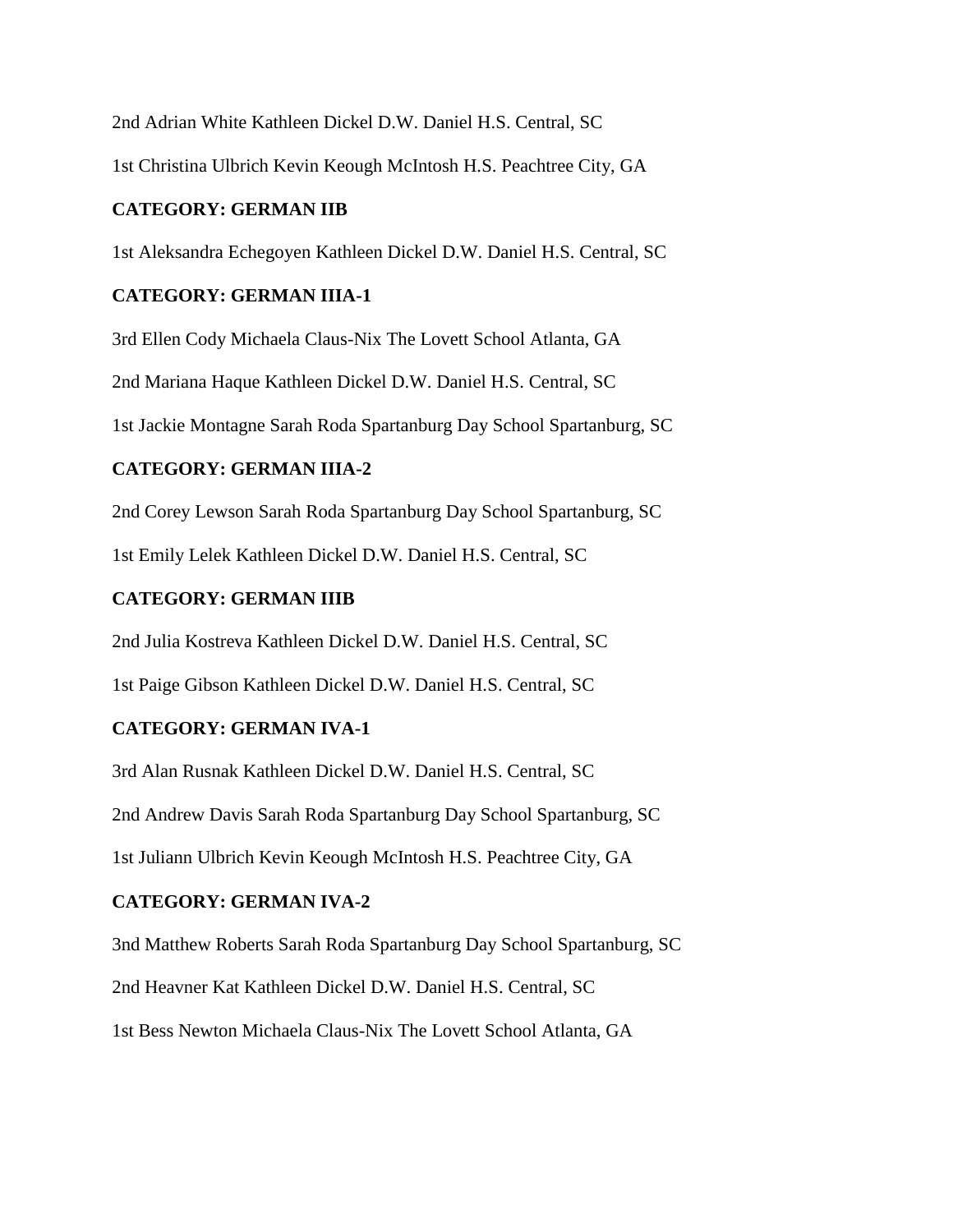2nd Adrian White Kathleen Dickel D.W. Daniel H.S. Central, SC

1st Christina Ulbrich Kevin Keough McIntosh H.S. Peachtree City, GA

**CATEGORY: GERMAN IIB**

1st Aleksandra Echegoyen Kathleen Dickel D.W. Daniel H.S. Central, SC

**CATEGORY: GERMAN IIIA-1**

3rd Ellen Cody Michaela Claus-Nix The Lovett School Atlanta, GA

2nd Mariana Haque Kathleen Dickel D.W. Daniel H.S. Central, SC

1st Jackie Montagne Sarah Roda Spartanburg Day School Spartanburg, SC

**CATEGORY: GERMAN IIIA-2**

2nd Corey Lewson Sarah Roda Spartanburg Day School Spartanburg, SC

1st Emily Lelek Kathleen Dickel D.W. Daniel H.S. Central, SC

**CATEGORY: GERMAN IIIB**

2nd Julia Kostreva Kathleen Dickel D.W. Daniel H.S. Central, SC

1st Paige Gibson Kathleen Dickel D.W. Daniel H.S. Central, SC

**CATEGORY: GERMAN IVA-1**

3rd Alan Rusnak Kathleen Dickel D.W. Daniel H.S. Central, SC

2nd Andrew Davis Sarah Roda Spartanburg Day School Spartanburg, SC

1st Juliann Ulbrich Kevin Keough McIntosh H.S. Peachtree City, GA

**CATEGORY: GERMAN IVA-2**

3nd Matthew Roberts Sarah Roda Spartanburg Day School Spartanburg, SC

2nd Heavner Kat Kathleen Dickel D.W. Daniel H.S. Central, SC

1st Bess Newton Michaela Claus-Nix The Lovett School Atlanta, GA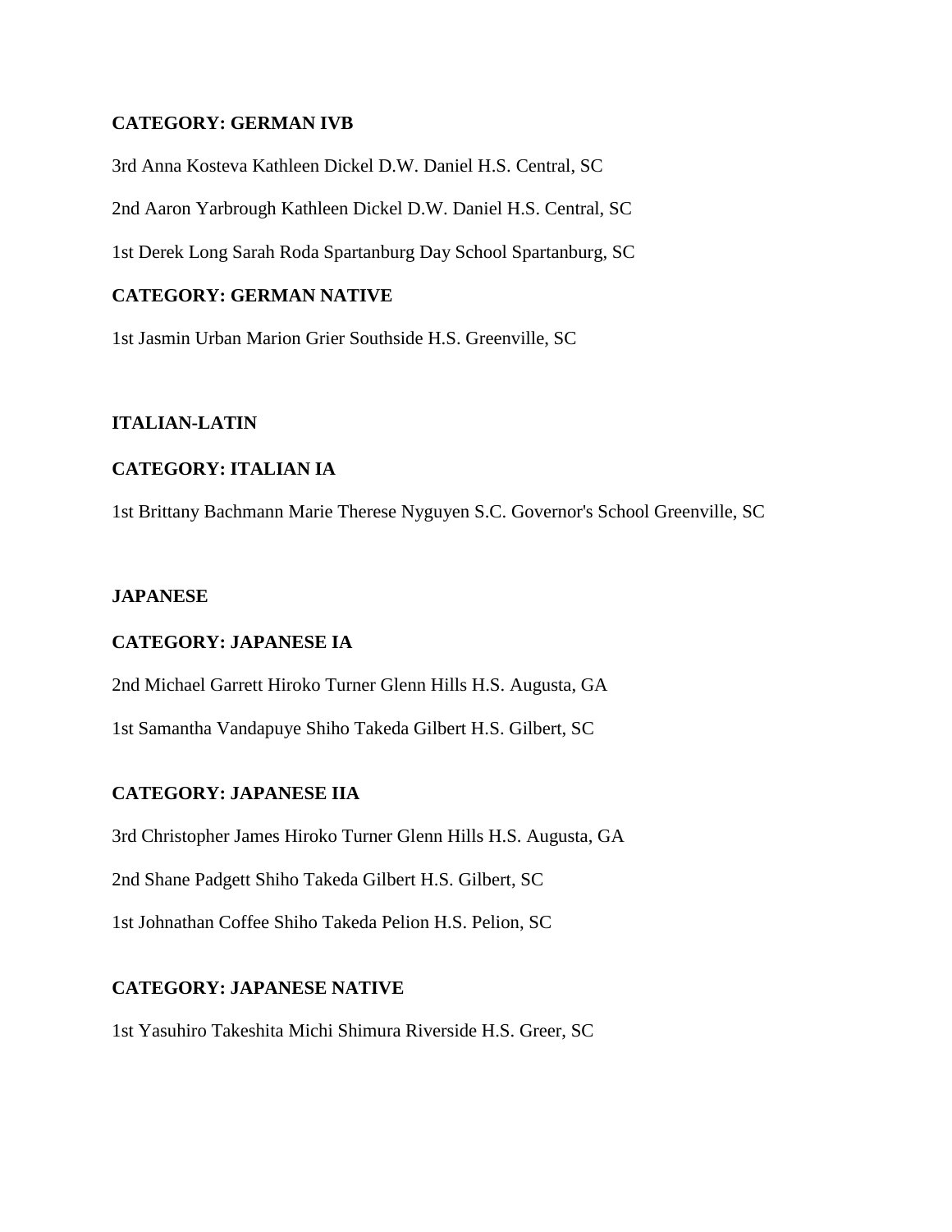**CATEGORY: GERMAN IVB**

3rd Anna Kosteva Kathleen Dickel D.W. Daniel H.S. Central, SC

2nd Aaron Yarbrough Kathleen Dickel D.W. Daniel H.S. Central, SC

1st Derek Long Sarah Roda Spartanburg Day School Spartanburg, SC

**CATEGORY: GERMAN NATIVE**

1st Jasmin Urban Marion Grier Southside H.S. Greenville, SC

**ITALIAN-LATIN**

**CATEGORY: ITALIAN IA**

1st Brittany Bachmann Marie Therese Nyguyen S.C. Governor's School Greenville, SC

**JAPANESE**

**CATEGORY: JAPANESE IA**

2nd Michael Garrett Hiroko Turner Glenn Hills H.S. Augusta, GA

1st Samantha Vandapuye Shiho Takeda Gilbert H.S. Gilbert, SC

**CATEGORY: JAPANESE IIA**

3rd Christopher James Hiroko Turner Glenn Hills H.S. Augusta, GA

2nd Shane Padgett Shiho Takeda Gilbert H.S. Gilbert, SC

1st Johnathan Coffee Shiho Takeda Pelion H.S. Pelion, SC

**CATEGORY: JAPANESE NATIVE**

1st Yasuhiro Takeshita Michi Shimura Riverside H.S. Greer, SC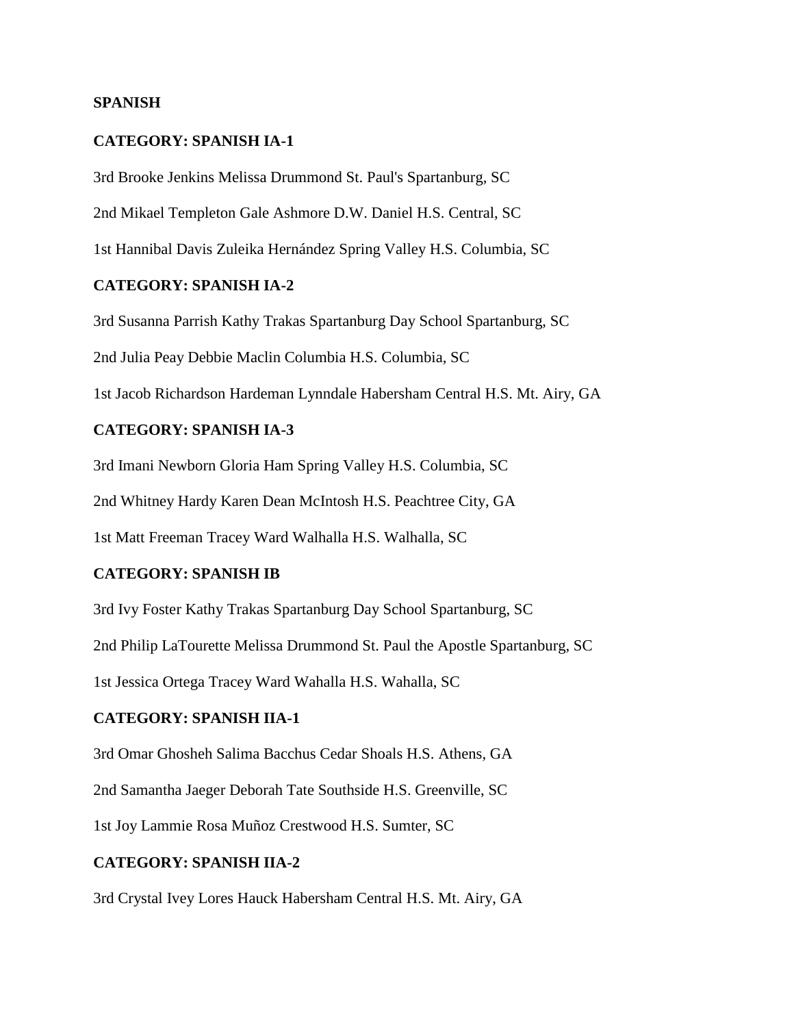**SPANISH**

**CATEGORY: SPANISH IA-1**

3rd Brooke Jenkins Melissa Drummond St. Paul's Spartanburg, SC

2nd Mikael Templeton Gale Ashmore D.W. Daniel H.S. Central, SC

1st Hannibal Davis Zuleika Hernández Spring Valley H.S. Columbia, SC

**CATEGORY: SPANISH IA-2**

3rd Susanna Parrish Kathy Trakas Spartanburg Day School Spartanburg, SC

2nd Julia Peay Debbie Maclin Columbia H.S. Columbia, SC

1st Jacob Richardson Hardeman Lynndale Habersham Central H.S. Mt. Airy, GA

**CATEGORY: SPANISH IA-3**

3rd Imani Newborn Gloria Ham Spring Valley H.S. Columbia, SC

2nd Whitney Hardy Karen Dean McIntosh H.S. Peachtree City, GA

1st Matt Freeman Tracey Ward Walhalla H.S. Walhalla, SC

**CATEGORY: SPANISH IB**

3rd Ivy Foster Kathy Trakas Spartanburg Day School Spartanburg, SC

2nd Philip LaTourette Melissa Drummond St. Paul the Apostle Spartanburg, SC

1st Jessica Ortega Tracey Ward Wahalla H.S. Wahalla, SC

**CATEGORY: SPANISH IIA-1**

3rd Omar Ghosheh Salima Bacchus Cedar Shoals H.S. Athens, GA

2nd Samantha Jaeger Deborah Tate Southside H.S. Greenville, SC

1st Joy Lammie Rosa Muñoz Crestwood H.S. Sumter, SC

**CATEGORY: SPANISH IIA-2**

3rd Crystal Ivey Lores Hauck Habersham Central H.S. Mt. Airy, GA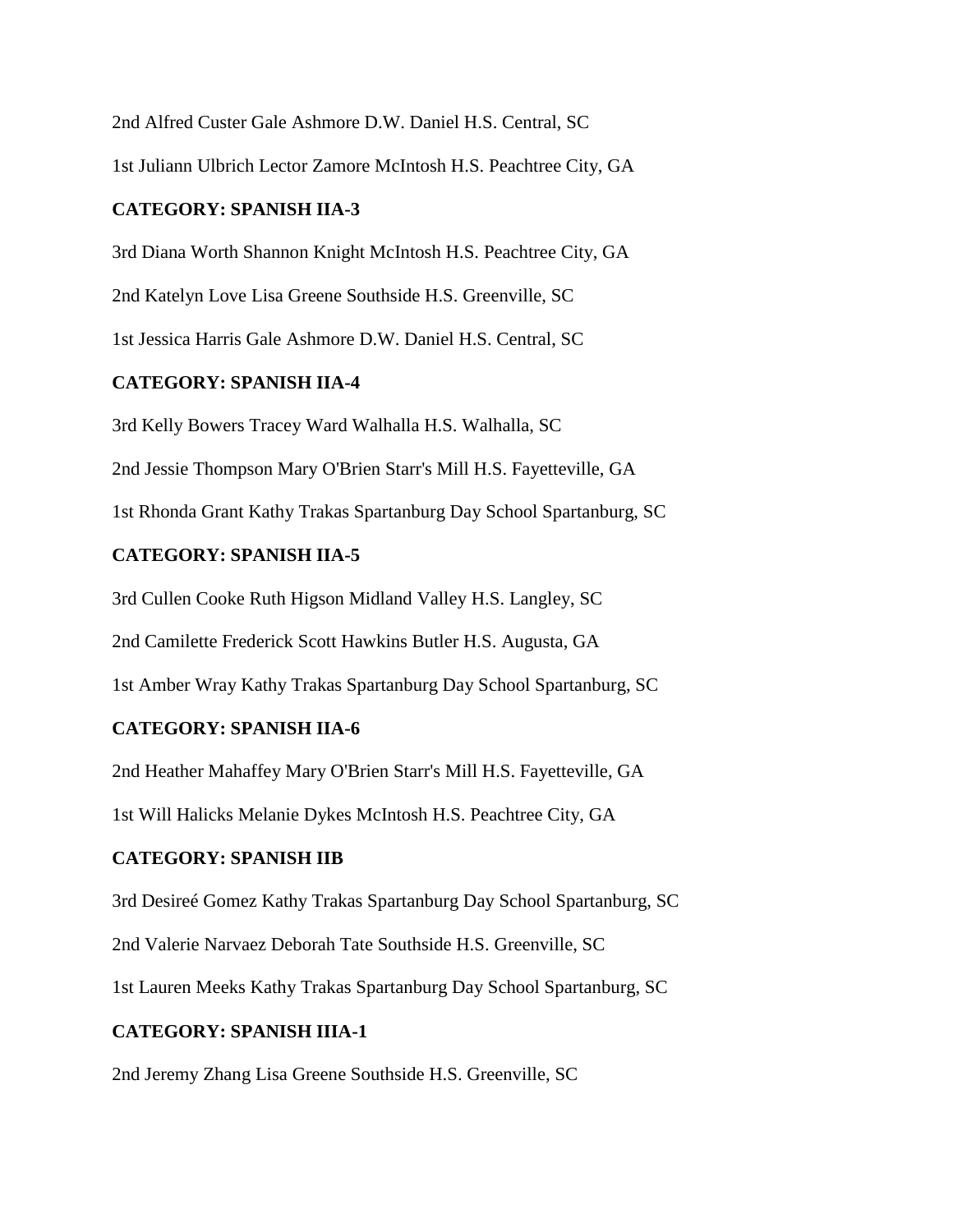2nd Alfred Custer Gale Ashmore D.W. Daniel H.S. Central, SC

1st Juliann Ulbrich Lector Zamore McIntosh H.S. Peachtree City, GA

**CATEGORY: SPANISH IIA-3**

3rd Diana Worth Shannon Knight McIntosh H.S. Peachtree City, GA

2nd Katelyn Love Lisa Greene Southside H.S. Greenville, SC

1st Jessica Harris Gale Ashmore D.W. Daniel H.S. Central, SC

**CATEGORY: SPANISH IIA-4**

3rd Kelly Bowers Tracey Ward Walhalla H.S. Walhalla, SC

2nd Jessie Thompson Mary O'Brien Starr's Mill H.S. Fayetteville, GA

1st Rhonda Grant Kathy Trakas Spartanburg Day School Spartanburg, SC

**CATEGORY: SPANISH IIA-5**

3rd Cullen Cooke Ruth Higson Midland Valley H.S. Langley, SC

2nd Camilette Frederick Scott Hawkins Butler H.S. Augusta, GA

1st Amber Wray Kathy Trakas Spartanburg Day School Spartanburg, SC

**CATEGORY: SPANISH IIA-6**

2nd Heather Mahaffey Mary O'Brien Starr's Mill H.S. Fayetteville, GA

1st Will Halicks Melanie Dykes McIntosh H.S. Peachtree City, GA

**CATEGORY: SPANISH IIB**

3rd Desireé Gomez Kathy Trakas Spartanburg Day School Spartanburg, SC

2nd Valerie Narvaez Deborah Tate Southside H.S. Greenville, SC

1st Lauren Meeks Kathy Trakas Spartanburg Day School Spartanburg, SC

**CATEGORY: SPANISH IIIA-1**

2nd Jeremy Zhang Lisa Greene Southside H.S. Greenville, SC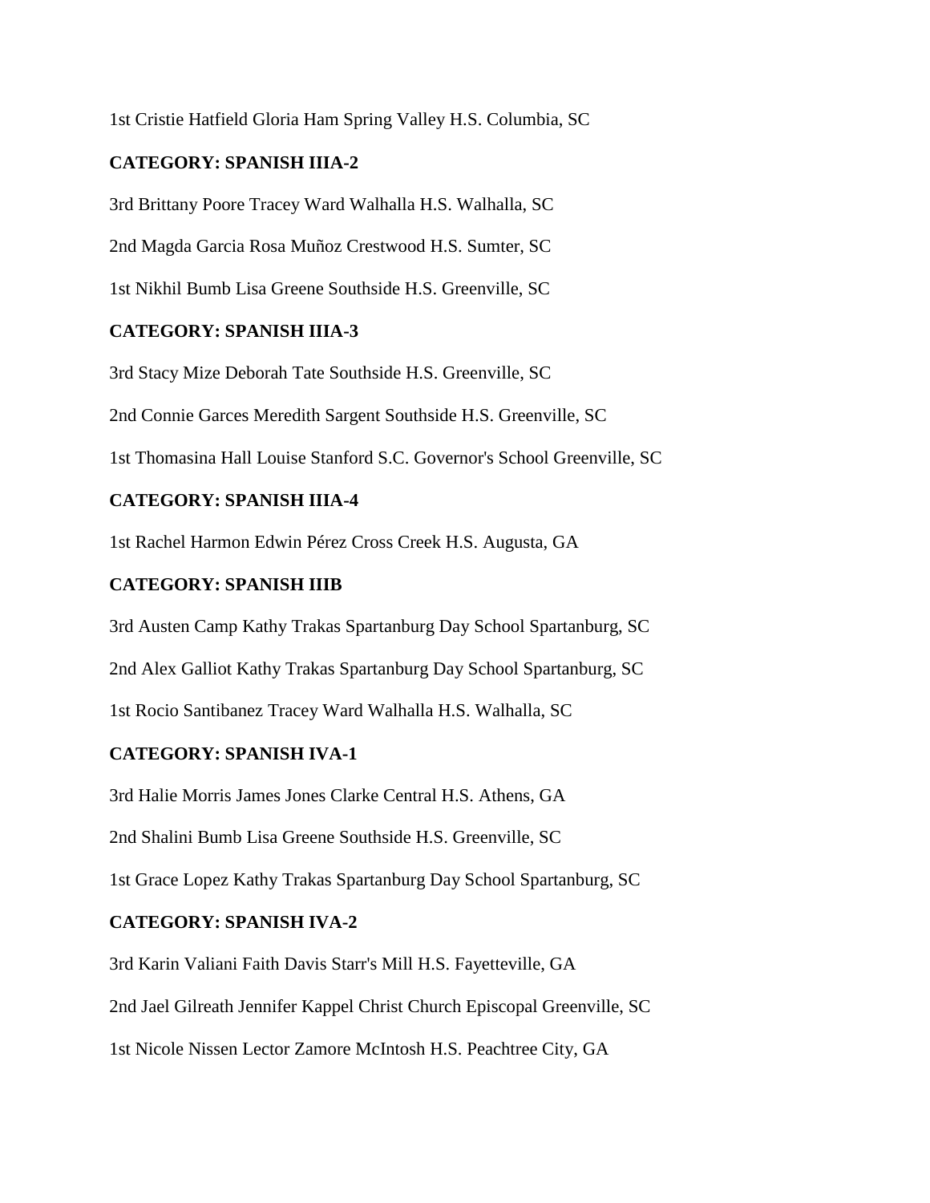1st Cristie Hatfield Gloria Ham Spring Valley H.S. Columbia, SC

**CATEGORY: SPANISH IIIA-2**

3rd Brittany Poore Tracey Ward Walhalla H.S. Walhalla, SC

2nd Magda Garcia Rosa Muñoz Crestwood H.S. Sumter, SC

1st Nikhil Bumb Lisa Greene Southside H.S. Greenville, SC

**CATEGORY: SPANISH IIIA-3**

3rd Stacy Mize Deborah Tate Southside H.S. Greenville, SC

2nd Connie Garces Meredith Sargent Southside H.S. Greenville, SC

1st Thomasina Hall Louise Stanford S.C. Governor's School Greenville, SC

**CATEGORY: SPANISH IIIA-4**

1st Rachel Harmon Edwin Pérez Cross Creek H.S. Augusta, GA

**CATEGORY: SPANISH IIIB**

3rd Austen Camp Kathy Trakas Spartanburg Day School Spartanburg, SC

2nd Alex Galliot Kathy Trakas Spartanburg Day School Spartanburg, SC

1st Rocio Santibanez Tracey Ward Walhalla H.S. Walhalla, SC

**CATEGORY: SPANISH IVA-1**

3rd Halie Morris James Jones Clarke Central H.S. Athens, GA

2nd Shalini Bumb Lisa Greene Southside H.S. Greenville, SC

1st Grace Lopez Kathy Trakas Spartanburg Day School Spartanburg, SC

**CATEGORY: SPANISH IVA-2**

3rd Karin Valiani Faith Davis Starr's Mill H.S. Fayetteville, GA

2nd Jael Gilreath Jennifer Kappel Christ Church Episcopal Greenville, SC

1st Nicole Nissen Lector Zamore McIntosh H.S. Peachtree City, GA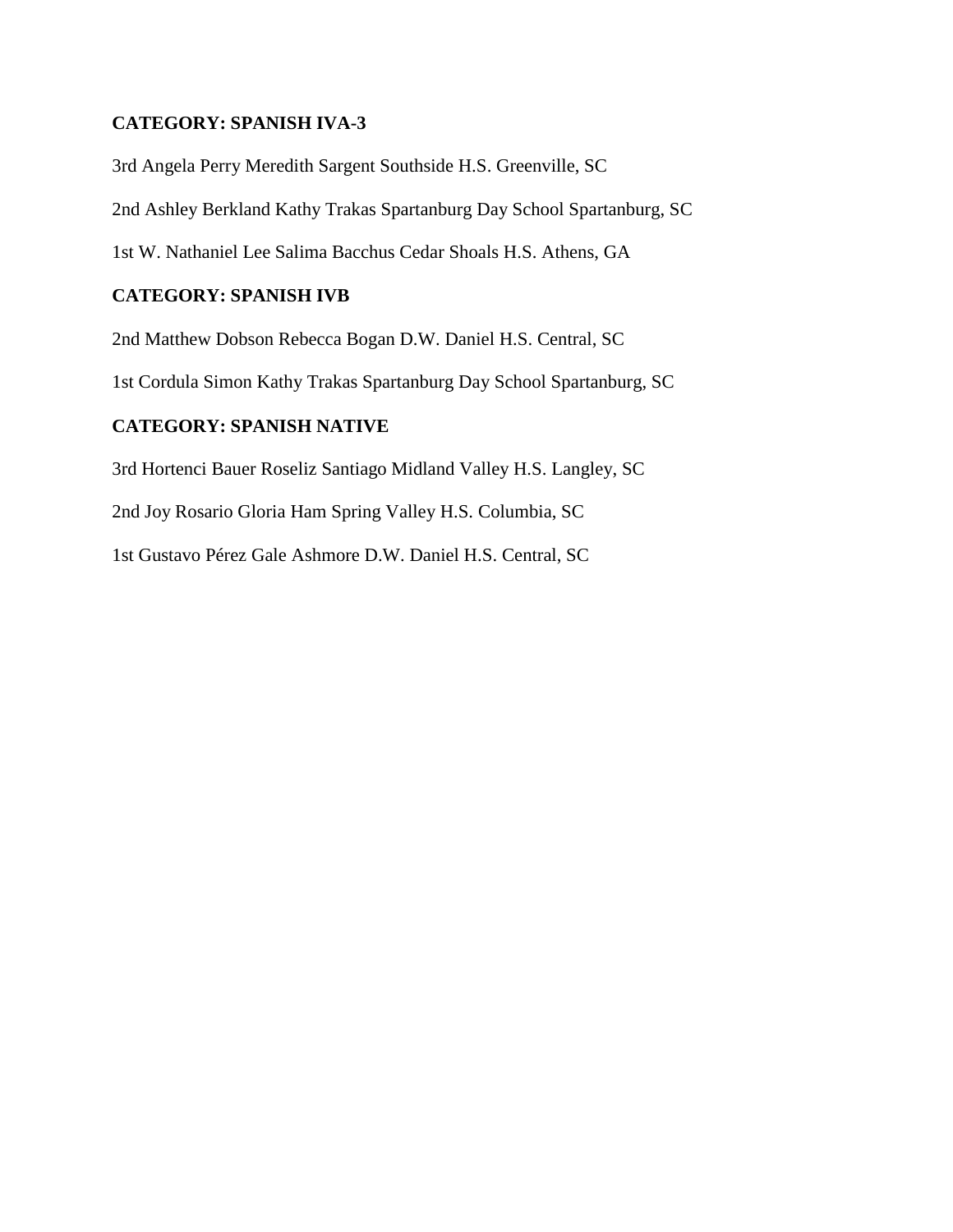**CATEGORY: SPANISH IVA-3**

3rd Angela Perry Meredith Sargent Southside H.S. Greenville, SC

2nd Ashley Berkland Kathy Trakas Spartanburg Day School Spartanburg, SC

1st W. Nathaniel Lee Salima Bacchus Cedar Shoals H.S. Athens, GA

**CATEGORY: SPANISH IVB**

2nd Matthew Dobson Rebecca Bogan D.W. Daniel H.S. Central, SC

1st Cordula Simon Kathy Trakas Spartanburg Day School Spartanburg, SC

**CATEGORY: SPANISH NATIVE**

3rd Hortenci Bauer Roseliz Santiago Midland Valley H.S. Langley, SC

2nd Joy Rosario Gloria Ham Spring Valley H.S. Columbia, SC

1st Gustavo Pérez Gale Ashmore D.W. Daniel H.S. Central, SC